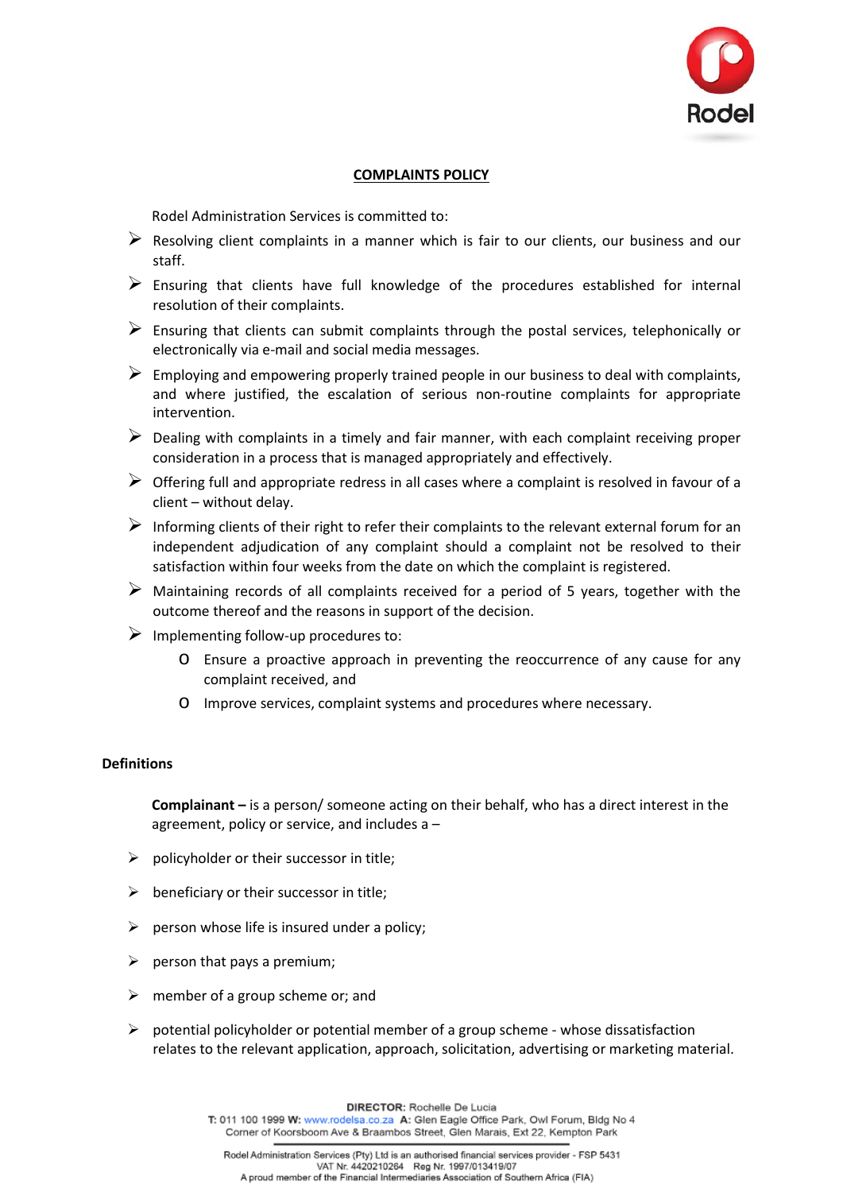# COMPLAINTS POLICY

Rodel Administration Services is committed to:

- Resolving client complaints in a manner which is fair to our clients, our business and our staff.
- Ensuring that clients have full knowledge of the procedures established for internal resolution of their complaints.
- Ensuring that clients can submit complaints through the postal services, telephonically or electronically via e-mail and social media messages.
- Employing and empowering properly trained people in our business to deal with complaints, and where justified, the escalation of serious non-routine complaints for appropriate intervention.
- Dealing with complaints in a timely and fair manner, with each complaint receiving proper consideration in a process that is managed appropriately and effectively.
- Offering full and appropriate redress in all cases where a complaint is resolved in favour of a client – without delay.
- Informing clients of their right to refer their complaints to the relevant external forum for an independent adjudication of any complaint should a complaint not be resolved to their satisfaction within four weeks from the date on which the complaint is registered.
- Maintaining records of all complaints received for a period of 5 years, together with the outcome thereof and the reasons in support of the decision.
- Implementing follow-up procedures to:
    - Ensure a proactive approach in preventing the reoccurrence of any cause for any complaint received, and
    - Improve services, complaint systems and procedures where necessary.

## Definitions

**Complainant –** is a person/ someone acting on their behalf, who has a direct interest in the agreement, policy or service, and includes a –

- policyholder or their successor in title;
- beneficiary or their successor in title;
- person whose life is insured under a policy;
- person that pays a premium;
- member of a group scheme or; and
- potential policyholder or potential member of a group scheme - whose dissatisfaction relates to the relevant application, approach, solicitation, advertising or marketing material.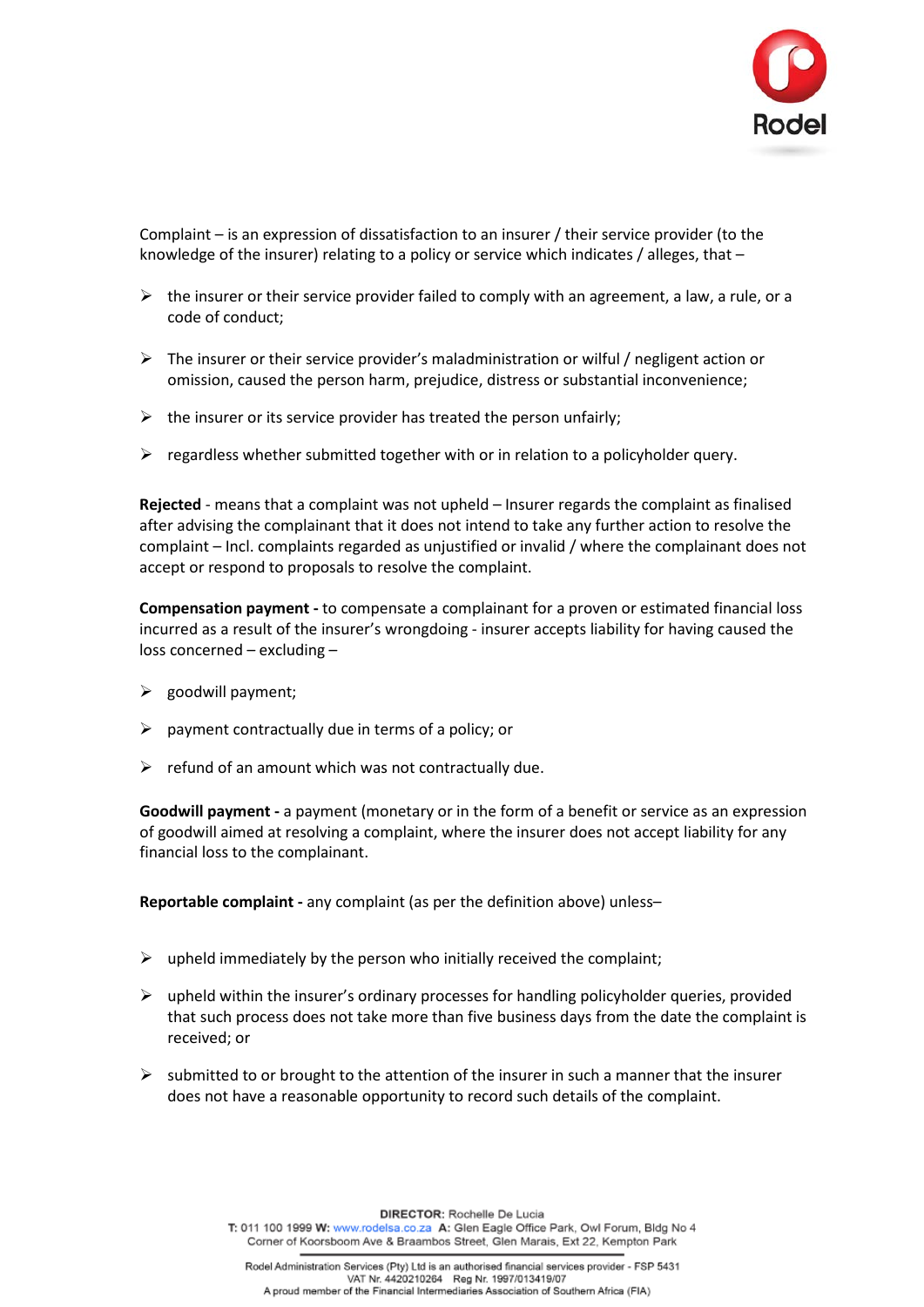Complaint – is an expression of dissatisfaction to an insurer / their service provider (to the knowledge of the insurer) relating to a policy or service which indicates / alleges, that –

- the insurer or their service provider failed to comply with an agreement, a law, a rule, or a code of conduct;
- The insurer or their service provider's maladministration or wilful / negligent action or omission, caused the person harm, prejudice, distress or substantial inconvenience;
- the insurer or its service provider has treated the person unfairly;
- regardless whether submitted together with or in relation to a policyholder query.

**Rejected** - means that a complaint was not upheld – Insurer regards the complaint as finalised after advising the complainant that it does not intend to take any further action to resolve the complaint – Incl. complaints regarded as unjustified or invalid / where the complainant does not accept or respond to proposals to resolve the complaint.

**Compensation payment -** to compensate a complainant for a proven or estimated financial loss incurred as a result of the insurer's wrongdoing - insurer accepts liability for having caused the loss concerned – excluding –

- goodwill payment;
- payment contractually due in terms of a policy; or
- refund of an amount which was not contractually due.

**Goodwill payment -** a payment (monetary or in the form of a benefit or service as an expression of goodwill aimed at resolving a complaint, where the insurer does not accept liability for any financial loss to the complainant.

**Reportable complaint -** any complaint (as per the definition above) unless–

- upheld immediately by the person who initially received the complaint;
- upheld within the insurer's ordinary processes for handling policyholder queries, provided that such process does not take more than five business days from the date the complaint is received; or
- submitted to or brought to the attention of the insurer in such a manner that the insurer does not have a reasonable opportunity to record such details of the complaint.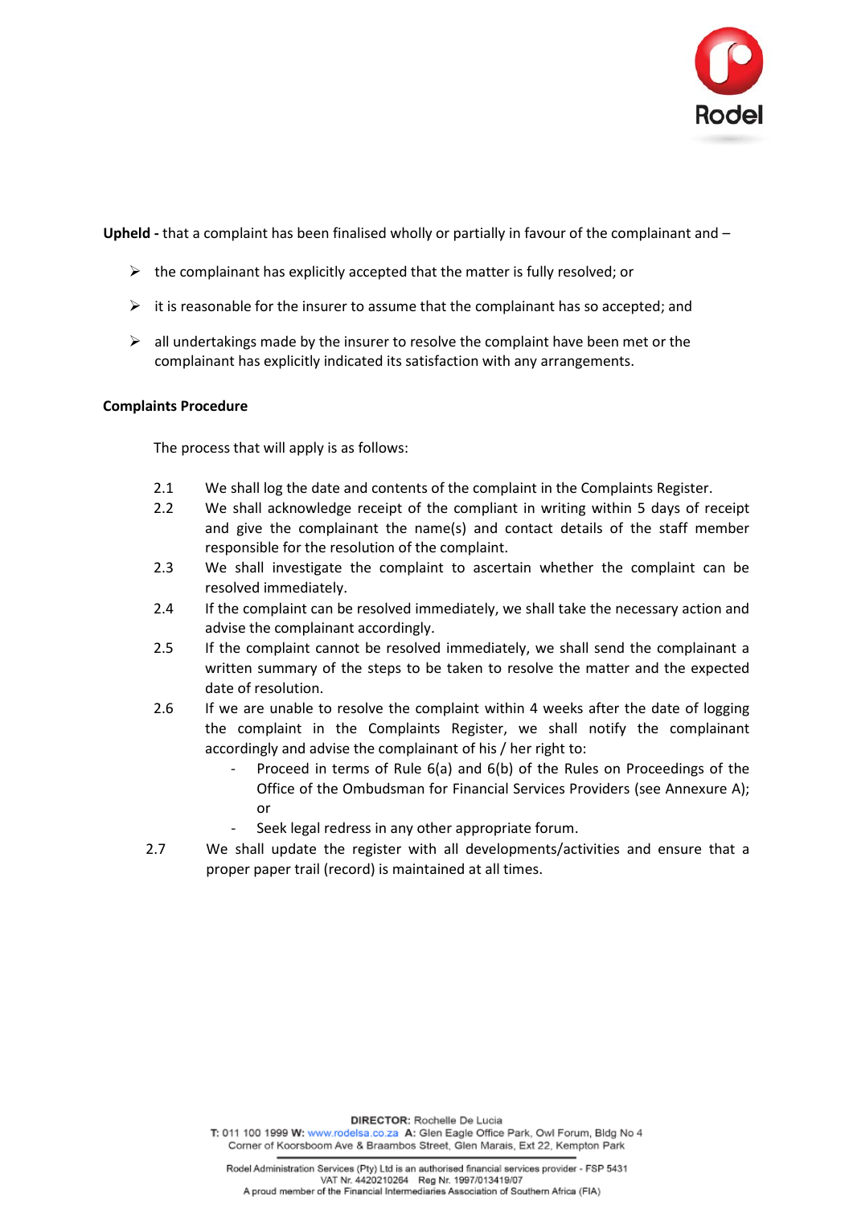**Upheld -** that a complaint has been finalised wholly or partially in favour of the complainant and –

- the complainant has explicitly accepted that the matter is fully resolved; or
- it is reasonable for the insurer to assume that the complainant has so accepted; and
- all undertakings made by the insurer to resolve the complaint have been met or the complainant has explicitly indicated its satisfaction with any arrangements.

**Complaints Procedure**

The process that will apply is as follows:

2.1 We shall log the date and contents of the complaint in the Complaints Register.

2.2 We shall acknowledge receipt of the compliant in writing within 5 days of receipt and give the complainant the name(s) and contact details of the staff member responsible for the resolution of the complaint.

2.3 We shall investigate the complaint to ascertain whether the complaint can be resolved immediately.

2.4 If the complaint can be resolved immediately, we shall take the necessary action and advise the complainant accordingly.

2.5 If the complaint cannot be resolved immediately, we shall send the complainant a written summary of the steps to be taken to resolve the matter and the expected date of resolution.

2.6 If we are unable to resolve the complaint within 4 weeks after the date of logging the complaint in the Complaints Register, we shall notify the complainant accordingly and advise the complainant of his / her right to:

- Proceed in terms of Rule 6(a) and 6(b) of the Rules on Proceedings of the Office of the Ombudsman for Financial Services Providers (see Annexure A); or
- Seek legal redress in any other appropriate forum.

2.7 We shall update the register with all developments/activities and ensure that a proper paper trail (record) is maintained at all times.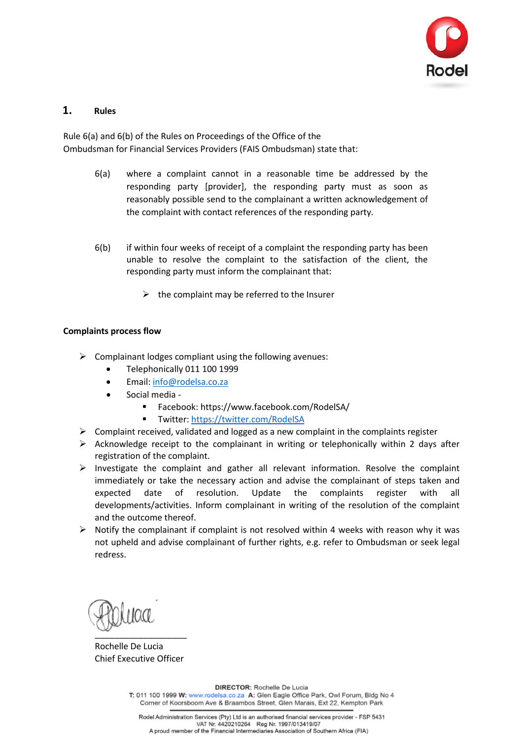## 1. Rules

Rule 6(a) and 6(b) of the Rules on Proceedings of the Office of the Ombudsman for Financial Services Providers (FAIS Ombudsman) state that:

6(a) where a complaint cannot in a reasonable time be addressed by the responding party [provider], the responding party must as soon as reasonably possible send to the complainant a written acknowledgement of the complaint with contact references of the responding party.

6(b) if within four weeks of receipt of a complaint the responding party has been unable to resolve the complaint to the satisfaction of the client, the responding party must inform the complainant that:

- the complaint may be referred to the Insurer

**Complaints process flow**

- Complainant lodges compliant using the following avenues:
  - Telephonically 011 100 1999
  - Email: info@rodelsa.co.za
  - Social media -
    - Facebook: https://www.facebook.com/RodelSA/
    - Twitter: https://twitter.com/RodelSA
- Complaint received, validated and logged as a new complaint in the complaints register
- Acknowledge receipt to the complainant in writing or telephonically within 2 days after registration of the complaint.
- Investigate the complaint and gather all relevant information. Resolve the complaint immediately or take the necessary action and advise the complainant of steps taken and expected date of resolution. Update the complaints register with all developments/activities. Inform complainant in writing of the resolution of the complaint and the outcome thereof.
- Notify the complainant if complaint is not resolved within 4 weeks with reason why it was not upheld and advise complainant of further rights, e.g. refer to Ombudsman or seek legal redress.

\_\_\_\_\_\_\_\_\_\_\_\_\_\_\_\_\_\_\_\_

Rochelle De Lucia
Chief Executive Officer

**DIRECTOR:** Rochelle De Lucia
**T:** 011 100 1999 **W:** www.rodelsa.co.za **A:** Glen Eagle Office Park, Owl Forum, Bldg No 4 Corner of Koorsboom Ave & Braambos Street, Glen Marais, Ext 22, Kempton Park

Rodel Administration Services (Pty) Ltd is an authorised financial services provider - FSP 5431
VAT Nr. 4420210264 Reg Nr. 1997/013419/07
A proud member of the Financial Intermediaries Association of Southern Africa (FIA)